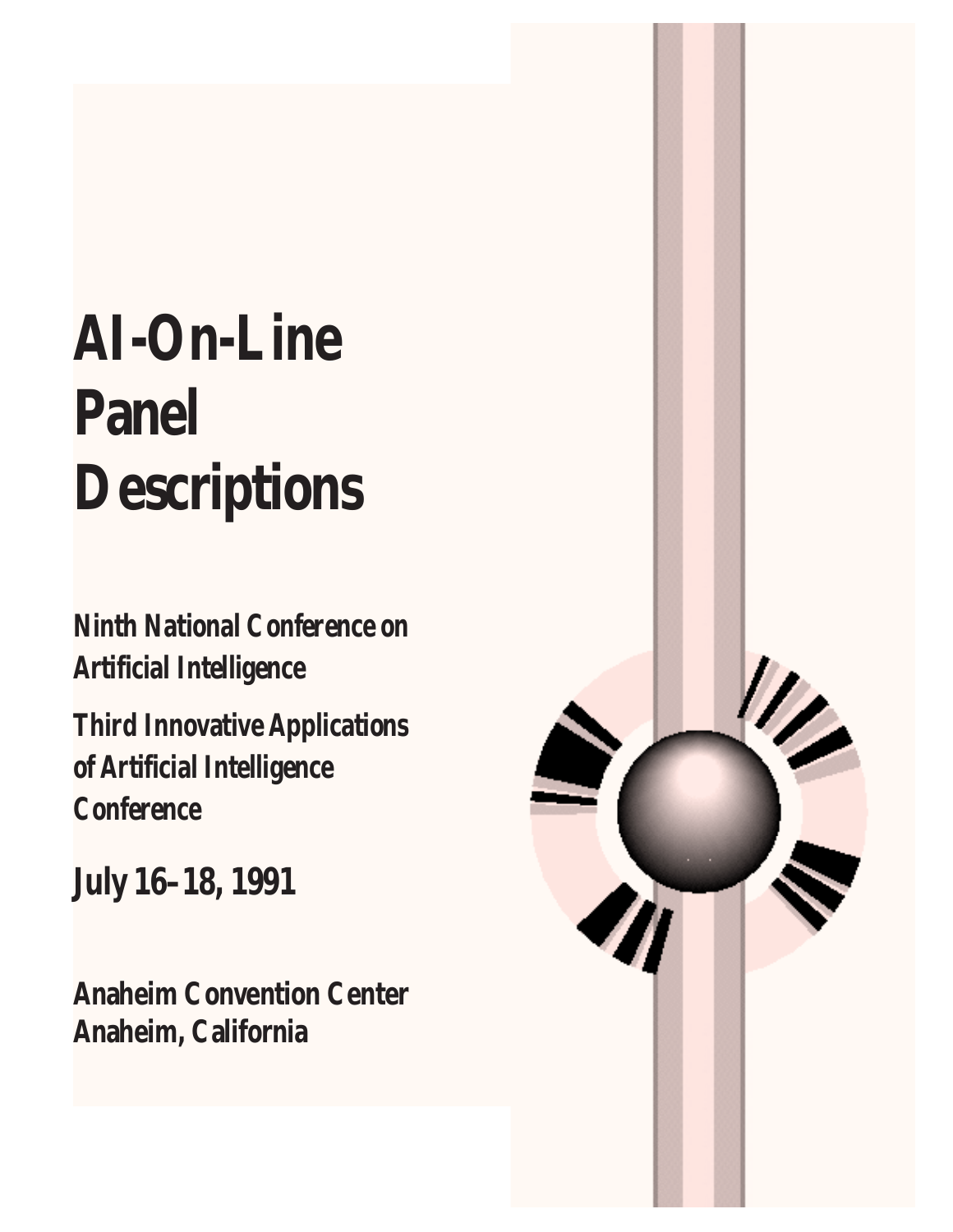# AI-On-Line Panel Descriptions

**Ninth National Conference on Artificial Intelligence**

**Third Innovative Applications of Artificial Intelligence Conference**

**July 16–18, 1991**

**Anaheim Convention Center**
**Anaheim, California**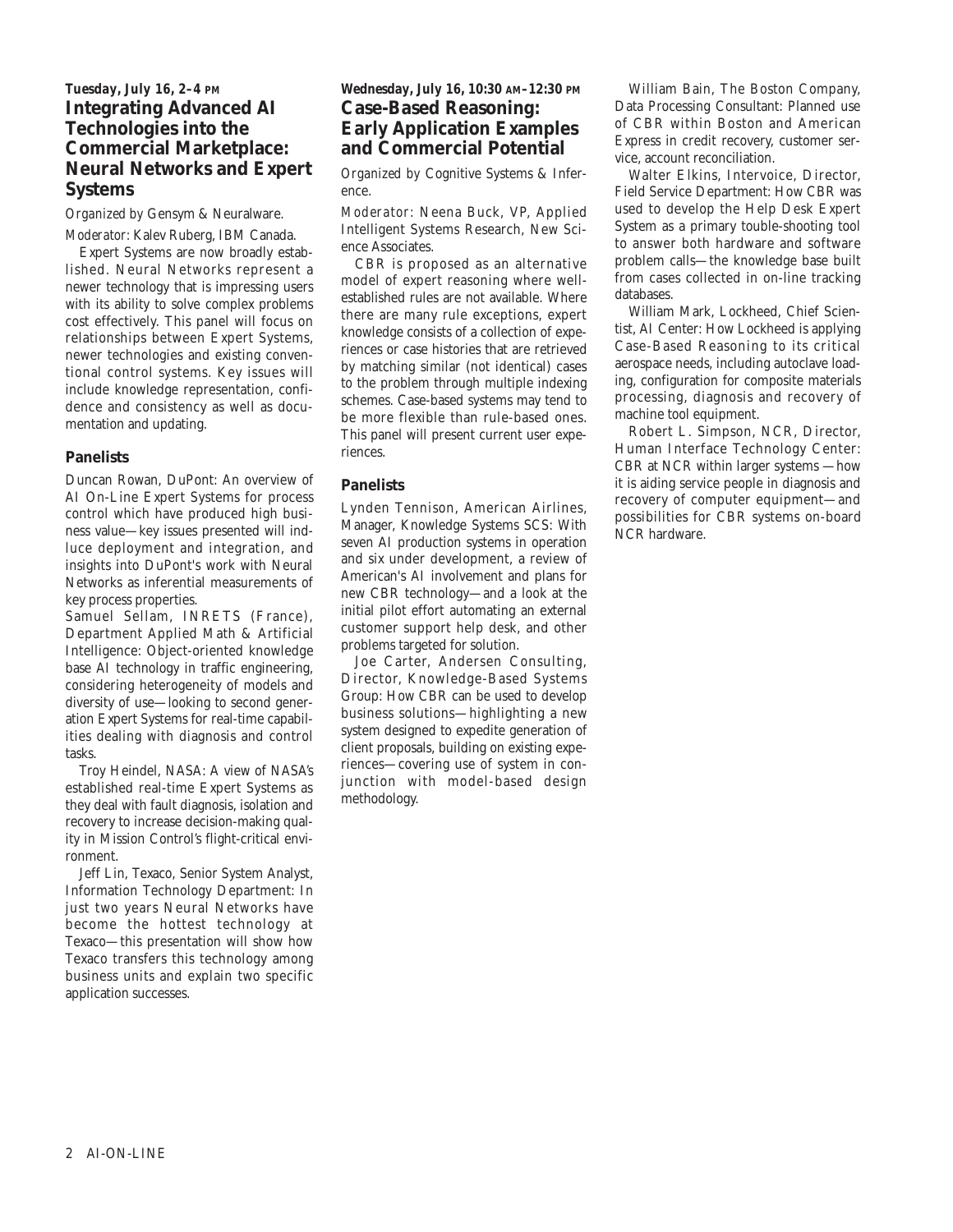**Tuesday, July 16, 2–4 PM**

## Integrating Advanced AI Technologies into the Commercial Marketplace: Neural Networks and Expert Systems

*Organized by* Gensym & Neuralware.

*Moderator:* Kalev Ruberg, IBM Canada.

Expert Systems are now broadly established. Neural Networks represent a newer technology that is impressing users with its ability to solve complex problems cost effectively. This panel will focus on relationships between Expert Systems, newer technologies and existing conventional control systems. Key issues will include knowledge representation, confidence and consistency as well as documentation and updating.

### Panelists

Duncan Rowan, DuPont: An overview of AI On-Line Expert Systems for process control which have produced high business value—key issues presented will indluce deployment and integration, and insights into DuPont's work with Neural Networks as inferential measurements of key process properties.

Samuel Sellam, INRETS (France), Department Applied Math & Artificial Intelligence: Object-oriented knowledge base AI technology in traffic engineering, considering heterogeneity of models and diversity of use—looking to second generation Expert Systems for real-time capabilities dealing with diagnosis and control tasks.

Troy Heindel, NASA: A view of NASA's established real-time Expert Systems as they deal with fault diagnosis, isolation and recovery to increase decision-making quality in Mission Control's flight-critical environment.

Jeff Lin, Texaco, Senior System Analyst, Information Technology Department: In just two years Neural Networks have become the hottest technology at Texaco—this presentation will show how Texaco transfers this technology among business units and explain two specific application successes.

**Wednesday, July 16, 10:30 AM–12:30 PM**

## Case-Based Reasoning: Early Application Examples and Commercial Potential

*Organized by* Cognitive Systems & Inference.

*Moderator:* Neena Buck, VP, Applied Intelligent Systems Research, New Science Associates.

CBR is proposed as an alternative model of expert reasoning where well-established rules are not available. Where there are many rule exceptions, expert knowledge consists of a collection of experiences or case histories that are retrieved by matching similar (not identical) cases to the problem through multiple indexing schemes. Case-based systems may tend to be more flexible than rule-based ones. This panel will present current user experiences.

### Panelists

Lynden Tennison, American Airlines, Manager, Knowledge Systems SCS: With seven AI production systems in operation and six under development, a review of American's AI involvement and plans for new CBR technology—and a look at the initial pilot effort automating an external customer support help desk, and other problems targeted for solution.

Joe Carter, Andersen Consulting, Director, Knowledge-Based Systems Group: How CBR can be used to develop business solutions—highlighting a new system designed to expedite generation of client proposals, building on existing experiences—covering use of system in conjunction with model-based design methodology.

William Bain, The Boston Company, Data Processing Consultant: Planned use of CBR within Boston and American Express in credit recovery, customer service, account reconciliation.

Walter Elkins, Intervoice, Director, Field Service Department: How CBR was used to develop the Help Desk Expert System as a primary touble-shooting tool to answer both hardware and software problem calls—the knowledge base built from cases collected in on-line tracking databases.

William Mark, Lockheed, Chief Scientist, AI Center: How Lockheed is applying Case-Based Reasoning to its critical aerospace needs, including autoclave loading, configuration for composite materials processing, diagnosis and recovery of machine tool equipment.

Robert L. Simpson, NCR, Director, Human Interface Technology Center: CBR at NCR within larger systems —how it is aiding service people in diagnosis and recovery of computer equipment—and possibilities for CBR systems on-board NCR hardware.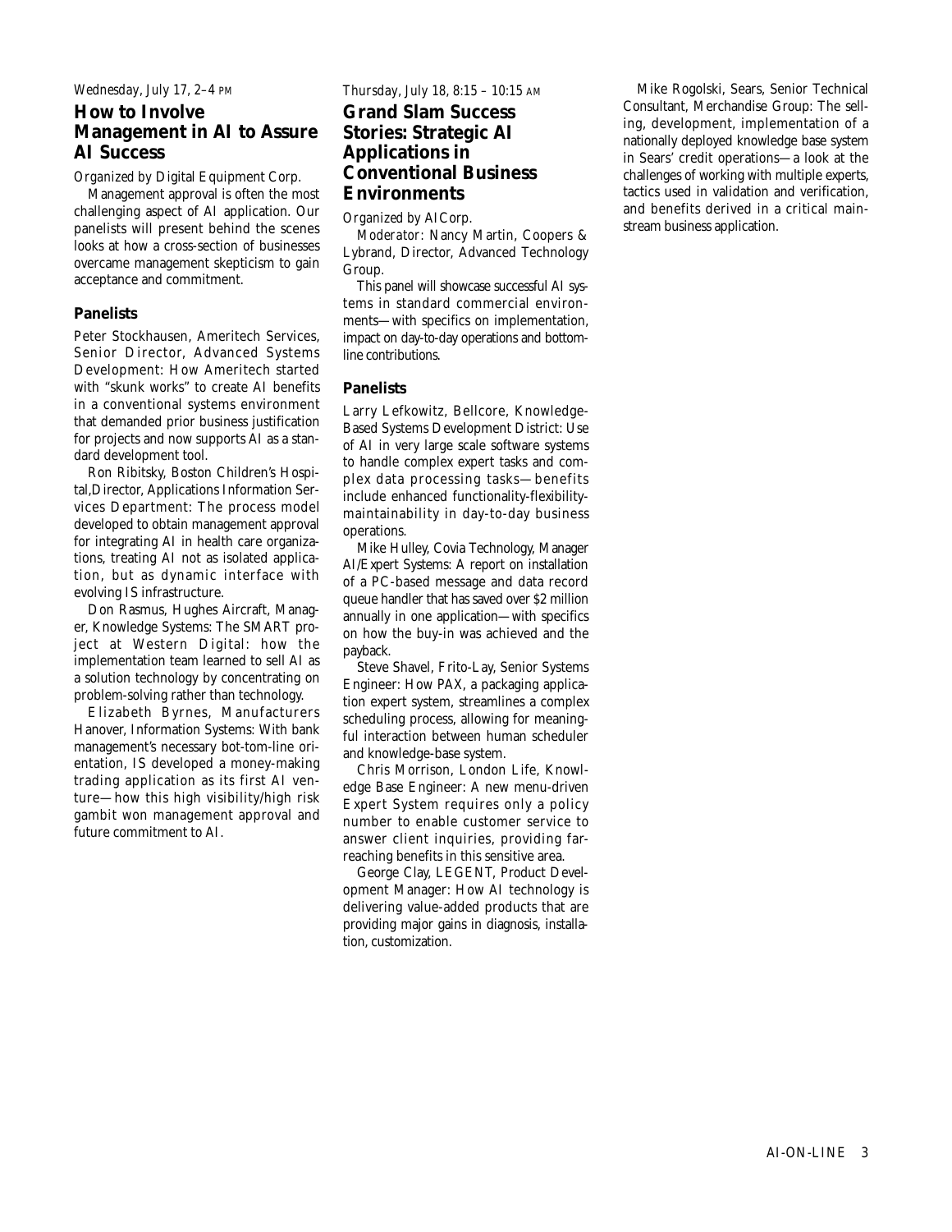*Wednesday, July 17, 2–4 PM*

## How to Involve Management in AI to Assure AI Success

*Organized by Digital Equipment Corp.*

Management approval is often the most challenging aspect of AI application. Our panelists will present behind the scenes looks at how a cross-section of businesses overcame management skepticism to gain acceptance and commitment.

### Panelists

Peter Stockhausen, Ameritech Services, Senior Director, Advanced Systems Development: How Ameritech started with "skunk works" to create AI benefits in a conventional systems environment that demanded prior business justification for projects and now supports AI as a standard development tool.

Ron Ribitsky, Boston Children's Hospital,Director, Applications Information Services Department: The process model developed to obtain management approval for integrating AI in health care organizations, treating AI not as isolated application, but as dynamic interface with evolving IS infrastructure.

Don Rasmus, Hughes Aircraft, Manager, Knowledge Systems: The SMART project at Western Digital: how the implementation team learned to sell AI as a solution technology by concentrating on problem-solving rather than technology.

Elizabeth Byrnes, Manufacturers Hanover, Information Systems: With bank management's necessary bot-tom-line orientation, IS developed a money-making trading application as its first AI venture—how this high visibility/high risk gambit won management approval and future commitment to AI.

*Thursday, July 18, 8:15 – 10:15 AM*

## Grand Slam Success Stories: Strategic AI Applications in Conventional Business Environments

*Organized by AICorp.*

*Moderator:* Nancy Martin, Coopers & Lybrand, Director, Advanced Technology Group.

This panel will showcase successful AI systems in standard commercial environments—with specifics on implementation, impact on day-to-day operations and bottom-line contributions.

### Panelists

Larry Lefkowitz, Bellcore, Knowledge-Based Systems Development District: Use of AI in very large scale software systems to handle complex expert tasks and complex data processing tasks—benefits include enhanced functionality-flexibility-maintainability in day-to-day business operations.

Mike Hulley, Covia Technology, Manager AI/Expert Systems: A report on installation of a PC-based message and data record queue handler that has saved over $2 million annually in one application—with specifics on how the buy-in was achieved and the payback.

Steve Shavel, Frito-Lay, Senior Systems Engineer: How PAX, a packaging application expert system, streamlines a complex scheduling process, allowing for meaningful interaction between human scheduler and knowledge-base system.

Chris Morrison, London Life, Knowledge Base Engineer: A new menu-driven Expert System requires only a policy number to enable customer service to answer client inquiries, providing far-reaching benefits in this sensitive area.

George Clay, LEGENT, Product Development Manager: How AI technology is delivering value-added products that are providing major gains in diagnosis, installation, customization.

Mike Rogolski, Sears, Senior Technical Consultant, Merchandise Group: The selling, development, implementation of a nationally deployed knowledge base system in Sears' credit operations—a look at the challenges of working with multiple experts, tactics used in validation and verification, and benefits derived in a critical mainstream business application.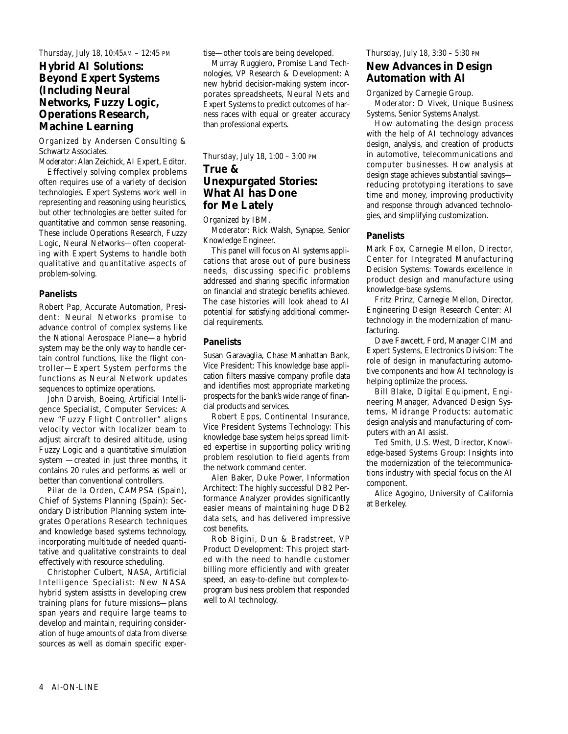Thursday, July 18, 10:45AM – 12:45 PM

## Hybrid AI Solutions: Beyond Expert Systems (Including Neural Networks, Fuzzy Logic, Operations Research, Machine Learning

*Organized by Andersen Consulting & Schwartz Associates.*

*Moderator:* Alan Zeichick, AI Expert, Editor.

Effectively solving complex problems often requires use of a variety of decision technologies. Expert Systems work well in representing and reasoning using heuristics, but other technologies are better suited for quantitative and common sense reasoning. These include Operations Research, Fuzzy Logic, Neural Networks—often cooperating with Expert Systems to handle both qualitative and quantitative aspects of problem-solving.

### Panelists

Robert Pap, Accurate Automation, President: Neural Networks promise to advance control of complex systems like the National Aerospace Plane—a hybrid system may be the only way to handle certain control functions, like the flight controller—Expert System performs the functions as Neural Network updates sequences to optimize operations.

John Darvish, Boeing, Artificial Intelligence Specialist, Computer Services: A new "Fuzzy Flight Controller" aligns velocity vector with localizer beam to adjust aircraft to desired altitude, using Fuzzy Logic and a quantitative simulation system —created in just three months, it contains 20 rules and performs as well or better than conventional controllers.

Pilar de la Orden, CAMPSA (Spain), Chief of Systems Planning (Spain): Secondary Distribution Planning system integrates Operations Research techniques and knowledge based systems technology, incorporating multitude of needed quantitative and qualitative constraints to deal effectively with resource scheduling.

Christopher Culbert, NASA, Artificial Intelligence Specialist: New NASA hybrid system assistts in developing crew training plans for future missions—plans span years and require large teams to develop and maintain, requiring consideration of huge amounts of data from diverse sources as well as domain specific expertise—other tools are being developed.

Murray Ruggiero, Promise Land Technologies, VP Research & Development: A new hybrid decision-making system incorporates spreadsheets, Neural Nets and Expert Systems to predict outcomes of harness races with equal or greater accuracy than professional experts.

Thursday, July 18, 1:00 – 3:00 PM

## True & Unexpurgated Stories: What AI has Done for Me Lately

*Organized by IBM.*

*Moderator:* Rick Walsh, Synapse, Senior Knowledge Engineer.

This panel will focus on AI systems applications that arose out of pure business needs, discussing specific problems addressed and sharing specific information on financial and strategic benefits achieved. The case histories will look ahead to AI potential for satisfying additional commercial requirements.

### Panelists

Susan Garavaglia, Chase Manhattan Bank, Vice President: This knowledge base application filters massive company profile data and identifies most appropriate marketing prospects for the bank's wide range of financial products and services.

Robert Epps, Continental Insurance, Vice President Systems Technology: This knowledge base system helps spread limited expertise in supporting policy writing problem resolution to field agents from the network command center.

Alen Baker, Duke Power, Information Architect: The highly successful DB2 Performance Analyzer provides significantly easier means of maintaining huge DB2 data sets, and has delivered impressive cost benefits.

Rob Bigini, Dun & Bradstreet, VP Product Development: This project started with the need to handle customer billing more efficiently and with greater speed, an easy-to-define but complex-to-program business problem that responded well to AI technology.

Thursday, July 18, 3:30 – 5:30 PM

## New Advances in Design Automation with AI

*Organized by Carnegie Group.*

*Moderator:* D Vivek, Unique Business Systems, Senior Systems Analyst.

How automating the design process with the help of AI technology advances design, analysis, and creation of products in automotive, telecommunications and computer businesses. How analysis at design stage achieves substantial savings—reducing prototyping iterations to save time and money, improving productivity and response through advanced technologies, and simplifying customization.

### Panelists

Mark Fox, Carnegie Mellon, Director, Center for Integrated Manufacturing Decision Systems: Towards excellence in product design and manufacture using knowledge-base systems.

Fritz Prinz, Carnegie Mellon, Director, Engineering Design Research Center: AI technology in the modernization of manufacturing.

Dave Fawcett, Ford, Manager CIM and Expert Systems, Electronics Division: The role of design in manufacturing automotive components and how AI technology is helping optimize the process.

Bill Blake, Digital Equipment, Engineering Manager, Advanced Design Systems, Midrange Products: automatic design analysis and manufacturing of computers with an AI assist.

Ted Smith, U.S. West, Director, Knowledge-based Systems Group: Insights into the modernization of the telecommunications industry with special focus on the AI component.

Alice Agogino, University of California at Berkeley.